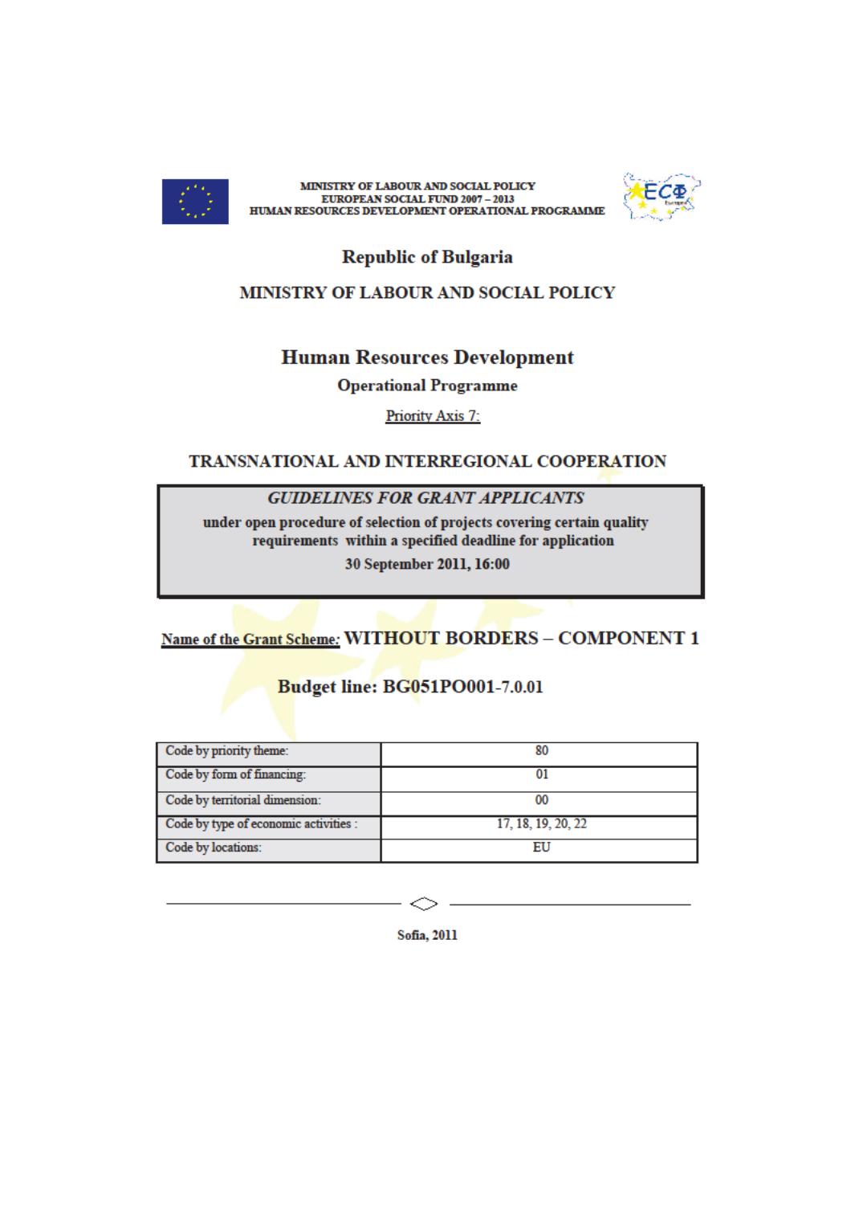MINISTRY OF LABOUR AND SOCIAL POLICY
EUROPEAN SOCIAL FUND 2007 – 2013
HUMAN RESOURCES DEVELOPMENT OPERATIONAL PROGRAMME

# Republic of Bulgaria

## MINISTRY OF LABOUR AND SOCIAL POLICY

# Human Resources Development

## Operational Programme

Priority Axis 7:

## TRANSNATIONAL AND INTERREGIONAL COOPERATION

***GUIDELINES FOR GRANT APPLICANTS***

**under open procedure of selection of projects covering certain quality requirements within a specified deadline for application**

**30 September 2011, 16:00**

**Name of the Grant Scheme: WITHOUT BORDERS – COMPONENT 1**

**Budget line: BG051PO001-7.0.01**

| | |
|---|---|
| Code by priority theme: | 80 |
| Code by form of financing: | 01 |
| Code by territorial dimension: | 00 |
| Code by type of economic activities : | 17, 18, 19, 20, 22 |
| Code by locations: | EU |

Sofia, 2011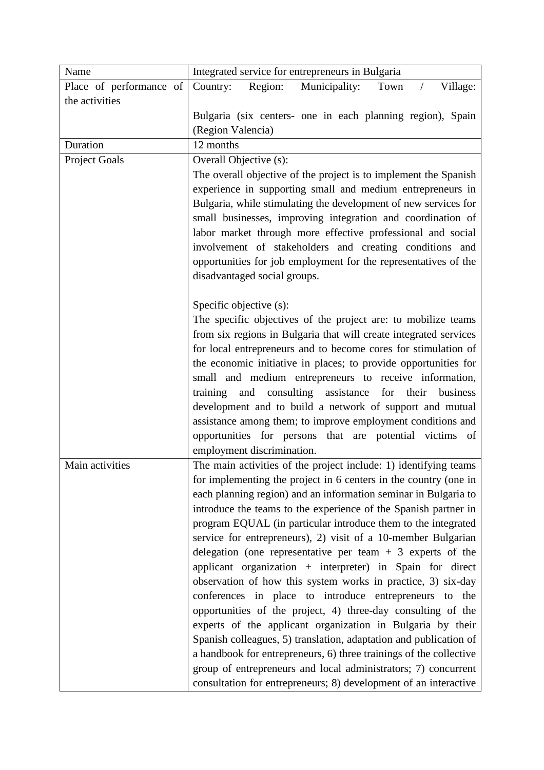| Name | Integrated service for entrepreneurs in Bulgaria |
|---|---|
| Place of performance of the activities | Country: Region: Municipality: Town / Village:<br><br>Bulgaria (six centers- one in each planning region), Spain (Region Valencia) |
| Duration | 12 months |
| Project Goals | Overall Objective (s):<br>The overall objective of the project is to implement the Spanish experience in supporting small and medium entrepreneurs in Bulgaria, while stimulating the development of new services for small businesses, improving integration and coordination of labor market through more effective professional and social involvement of stakeholders and creating conditions and opportunities for job employment for the representatives of the disadvantaged social groups.<br><br>Specific objective (s):<br>The specific objectives of the project are: to mobilize teams from six regions in Bulgaria that will create integrated services for local entrepreneurs and to become cores for stimulation of the economic initiative in places; to provide opportunities for small and medium entrepreneurs to receive information, training and consulting assistance for their business development and to build a network of support and mutual assistance among them; to improve employment conditions and opportunities for persons that are potential victims of employment discrimination. |
| Main activities | The main activities of the project include: 1) identifying teams for implementing the project in 6 centers in the country (one in each planning region) and an information seminar in Bulgaria to introduce the teams to the experience of the Spanish partner in program EQUAL (in particular introduce them to the integrated service for entrepreneurs), 2) visit of a 10-member Bulgarian delegation (one representative per team + 3 experts of the applicant organization + interpreter) in Spain for direct observation of how this system works in practice, 3) six-day conferences in place to introduce entrepreneurs to the opportunities of the project, 4) three-day consulting of the experts of the applicant organization in Bulgaria by their Spanish colleagues, 5) translation, adaptation and publication of a handbook for entrepreneurs, 6) three trainings of the collective group of entrepreneurs and local administrators; 7) concurrent consultation for entrepreneurs; 8) development of an interactive |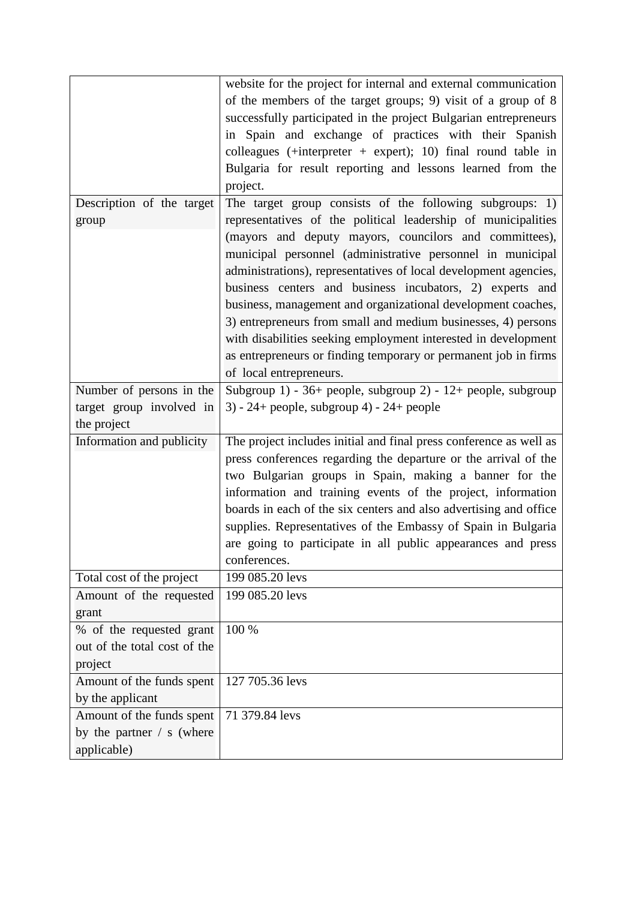| | |
|---|---|
| | website for the project for internal and external communication of the members of the target groups; 9) visit of a group of 8 successfully participated in the project Bulgarian entrepreneurs in Spain and exchange of practices with their Spanish colleagues (+interpreter + expert); 10) final round table in Bulgaria for result reporting and lessons learned from the project. |
| Description of the target group | The target group consists of the following subgroups: 1) representatives of the political leadership of municipalities (mayors and deputy mayors, councilors and committees), municipal personnel (administrative personnel in municipal administrations), representatives of local development agencies, business centers and business incubators, 2) experts and business, management and organizational development coaches, 3) entrepreneurs from small and medium businesses, 4) persons with disabilities seeking employment interested in development as entrepreneurs or finding temporary or permanent job in firms of local entrepreneurs. |
| Number of persons in the target group involved in the project | Subgroup 1) - 36+ people, subgroup 2) - 12+ people, subgroup 3) - 24+ people, subgroup 4) - 24+ people |
| Information and publicity | The project includes initial and final press conference as well as press conferences regarding the departure or the arrival of the two Bulgarian groups in Spain, making a banner for the information and training events of the project, information boards in each of the six centers and also advertising and office supplies. Representatives of the Embassy of Spain in Bulgaria are going to participate in all public appearances and press conferences. |
| Total cost of the project | 199 085.20 levs |
| Amount of the requested grant | 199 085.20 levs |
| % of the requested grant out of the total cost of the project | 100 % |
| Amount of the funds spent by the applicant | 127 705.36 levs |
| Amount of the funds spent by the partner / s (where applicable) | 71 379.84 levs |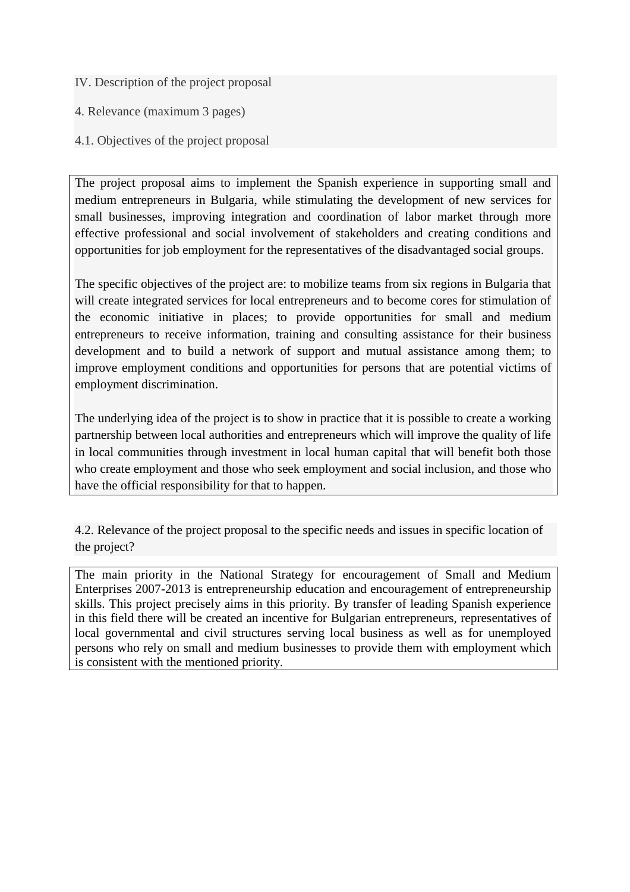IV. Description of the project proposal

4. Relevance (maximum 3 pages)

4.1. Objectives of the project proposal

The project proposal aims to implement the Spanish experience in supporting small and medium entrepreneurs in Bulgaria, while stimulating the development of new services for small businesses, improving integration and coordination of labor market through more effective professional and social involvement of stakeholders and creating conditions and opportunities for job employment for the representatives of the disadvantaged social groups.

The specific objectives of the project are: to mobilize teams from six regions in Bulgaria that will create integrated services for local entrepreneurs and to become cores for stimulation of the economic initiative in places; to provide opportunities for small and medium entrepreneurs to receive information, training and consulting assistance for their business development and to build a network of support and mutual assistance among them; to improve employment conditions and opportunities for persons that are potential victims of employment discrimination.

The underlying idea of the project is to show in practice that it is possible to create a working partnership between local authorities and entrepreneurs which will improve the quality of life in local communities through investment in local human capital that will benefit both those who create employment and those who seek employment and social inclusion, and those who have the official responsibility for that to happen.

4.2. Relevance of the project proposal to the specific needs and issues in specific location of the project?

The main priority in the National Strategy for encouragement of Small and Medium Enterprises 2007-2013 is entrepreneurship education and encouragement of entrepreneurship skills. This project precisely aims in this priority. By transfer of leading Spanish experience in this field there will be created an incentive for Bulgarian entrepreneurs, representatives of local governmental and civil structures serving local business as well as for unemployed persons who rely on small and medium businesses to provide them with employment which is consistent with the mentioned priority.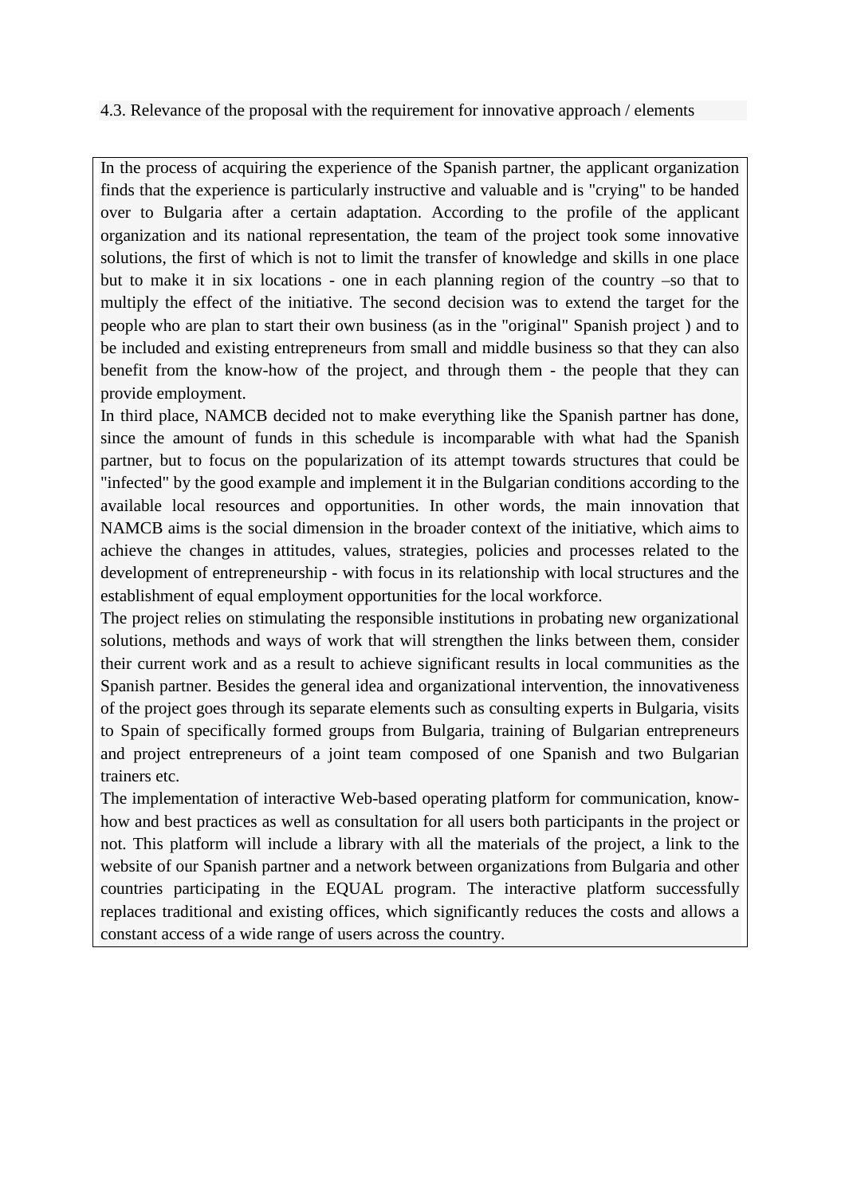4.3. Relevance of the proposal with the requirement for innovative approach / elements

In the process of acquiring the experience of the Spanish partner, the applicant organization finds that the experience is particularly instructive and valuable and is "crying" to be handed over to Bulgaria after a certain adaptation. According to the profile of the applicant organization and its national representation, the team of the project took some innovative solutions, the first of which is not to limit the transfer of knowledge and skills in one place but to make it in six locations - one in each planning region of the country –so that to multiply the effect of the initiative. The second decision was to extend the target for the people who are plan to start their own business (as in the "original" Spanish project ) and to be included and existing entrepreneurs from small and middle business so that they can also benefit from the know-how of the project, and through them - the people that they can provide employment.

In third place, NAMCB decided not to make everything like the Spanish partner has done, since the amount of funds in this schedule is incomparable with what had the Spanish partner, but to focus on the popularization of its attempt towards structures that could be "infected" by the good example and implement it in the Bulgarian conditions according to the available local resources and opportunities. In other words, the main innovation that NAMCB aims is the social dimension in the broader context of the initiative, which aims to achieve the changes in attitudes, values, strategies, policies and processes related to the development of entrepreneurship - with focus in its relationship with local structures and the establishment of equal employment opportunities for the local workforce.

The project relies on stimulating the responsible institutions in probating new organizational solutions, methods and ways of work that will strengthen the links between them, consider their current work and as a result to achieve significant results in local communities as the Spanish partner. Besides the general idea and organizational intervention, the innovativeness of the project goes through its separate elements such as consulting experts in Bulgaria, visits to Spain of specifically formed groups from Bulgaria, training of Bulgarian entrepreneurs and project entrepreneurs of a joint team composed of one Spanish and two Bulgarian trainers etc.

The implementation of interactive Web-based operating platform for communication, know-how and best practices as well as consultation for all users both participants in the project or not. This platform will include a library with all the materials of the project, a link to the website of our Spanish partner and a network between organizations from Bulgaria and other countries participating in the EQUAL program. The interactive platform successfully replaces traditional and existing offices, which significantly reduces the costs and allows a constant access of a wide range of users across the country.